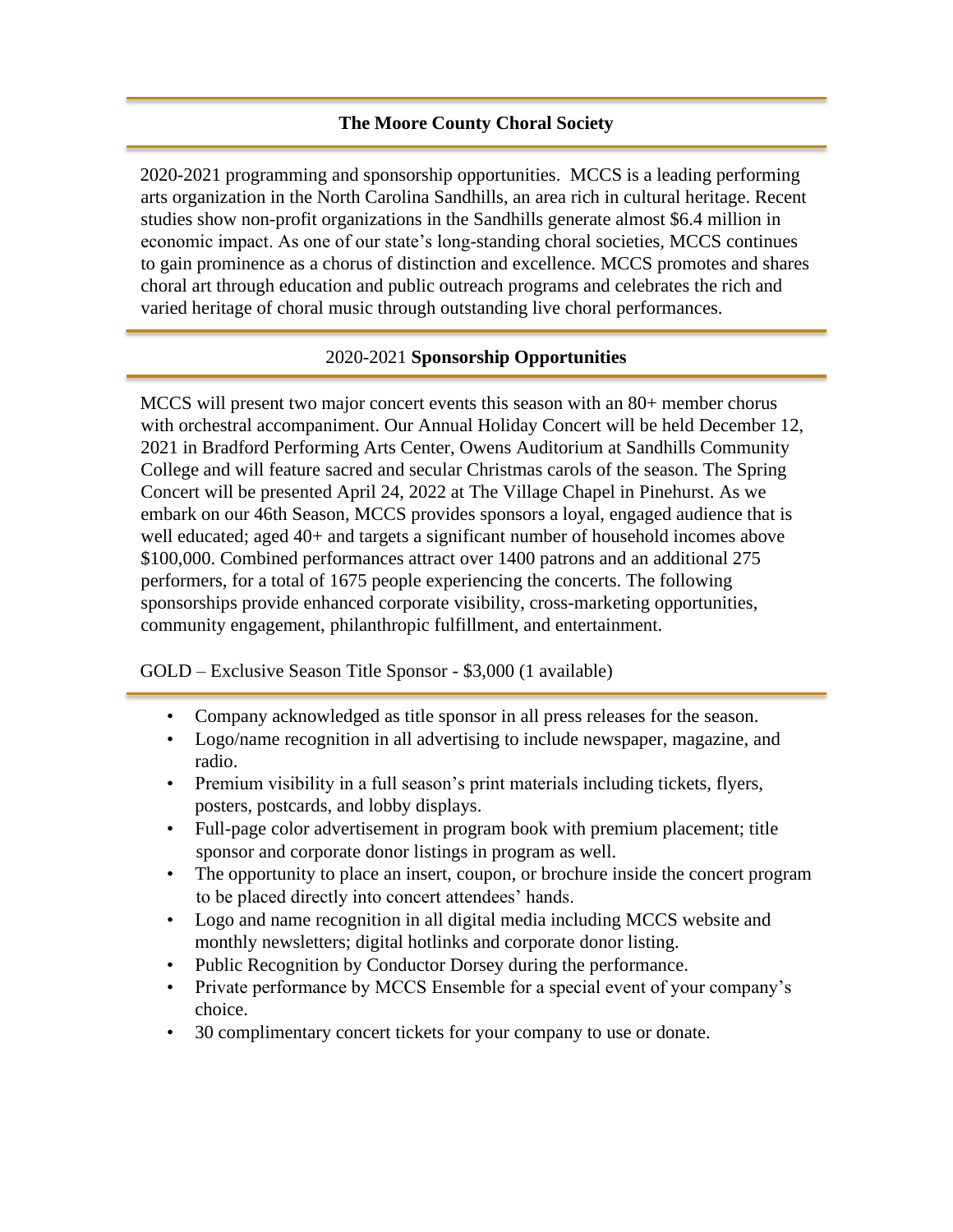## The Moore County Choral Society

2020-2021 programming and sponsorship opportunities. MCCS is a leading performing arts organization in the North Carolina Sandhills, an area rich in cultural heritage. Recent studies show non-profit organizations in the Sandhills generate almost $6.4 million in economic impact. As one of our state's long-standing choral societies, MCCS continues to gain prominence as a chorus of distinction and excellence. MCCS promotes and shares choral art through education and public outreach programs and celebrates the rich and varied heritage of choral music through outstanding live choral performances.

## 2020-2021 **Sponsorship Opportunities**

MCCS will present two major concert events this season with an 80+ member chorus with orchestral accompaniment. Our Annual Holiday Concert will be held December 12, 2021 in Bradford Performing Arts Center, Owens Auditorium at Sandhills Community College and will feature sacred and secular Christmas carols of the season. The Spring Concert will be presented April 24, 2022 at The Village Chapel in Pinehurst. As we embark on our 46th Season, MCCS provides sponsors a loyal, engaged audience that is well educated; aged 40+ and targets a significant number of household incomes above $100,000. Combined performances attract over 1400 patrons and an additional 275 performers, for a total of 1675 people experiencing the concerts. The following sponsorships provide enhanced corporate visibility, cross-marketing opportunities, community engagement, philanthropic fulfillment, and entertainment.

### GOLD – Exclusive Season Title Sponsor - $3,000 (1 available)

- Company acknowledged as title sponsor in all press releases for the season.
- Logo/name recognition in all advertising to include newspaper, magazine, and radio.
- Premium visibility in a full season's print materials including tickets, flyers, posters, postcards, and lobby displays.
- Full-page color advertisement in program book with premium placement; title sponsor and corporate donor listings in program as well.
- The opportunity to place an insert, coupon, or brochure inside the concert program to be placed directly into concert attendees' hands.
- Logo and name recognition in all digital media including MCCS website and monthly newsletters; digital hotlinks and corporate donor listing.
- Public Recognition by Conductor Dorsey during the performance.
- Private performance by MCCS Ensemble for a special event of your company's choice.
- 30 complimentary concert tickets for your company to use or donate.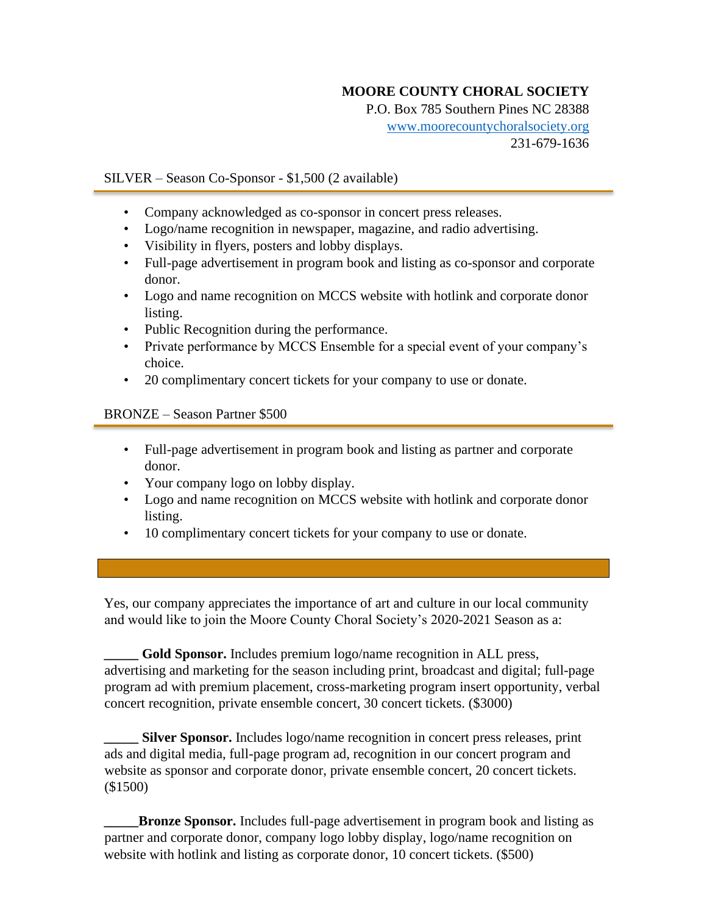**MOORE COUNTY CHORAL SOCIETY**
P.O. Box 785 Southern Pines NC 28388
www.moorecountychoralsociety.org
231-679-1636

SILVER – Season Co-Sponsor - $1,500 (2 available)

- Company acknowledged as co-sponsor in concert press releases.
- Logo/name recognition in newspaper, magazine, and radio advertising.
- Visibility in flyers, posters and lobby displays.
- Full-page advertisement in program book and listing as co-sponsor and corporate donor.
- Logo and name recognition on MCCS website with hotlink and corporate donor listing.
- Public Recognition during the performance.
- Private performance by MCCS Ensemble for a special event of your company's choice.
- 20 complimentary concert tickets for your company to use or donate.

BRONZE – Season Partner $500

- Full-page advertisement in program book and listing as partner and corporate donor.
- Your company logo on lobby display.
- Logo and name recognition on MCCS website with hotlink and corporate donor listing.
- 10 complimentary concert tickets for your company to use or donate.

Yes, our company appreciates the importance of art and culture in our local community and would like to join the Moore County Choral Society's 2020-2021 Season as a:

_____ **Gold Sponsor.** Includes premium logo/name recognition in ALL press, advertising and marketing for the season including print, broadcast and digital; full-page program ad with premium placement, cross-marketing program insert opportunity, verbal concert recognition, private ensemble concert, 30 concert tickets. ($3000)

_____ **Silver Sponsor.** Includes logo/name recognition in concert press releases, print ads and digital media, full-page program ad, recognition in our concert program and website as sponsor and corporate donor, private ensemble concert, 20 concert tickets. ($1500)

_____**Bronze Sponsor.** Includes full-page advertisement in program book and listing as partner and corporate donor, company logo lobby display, logo/name recognition on website with hotlink and listing as corporate donor, 10 concert tickets. ($500)